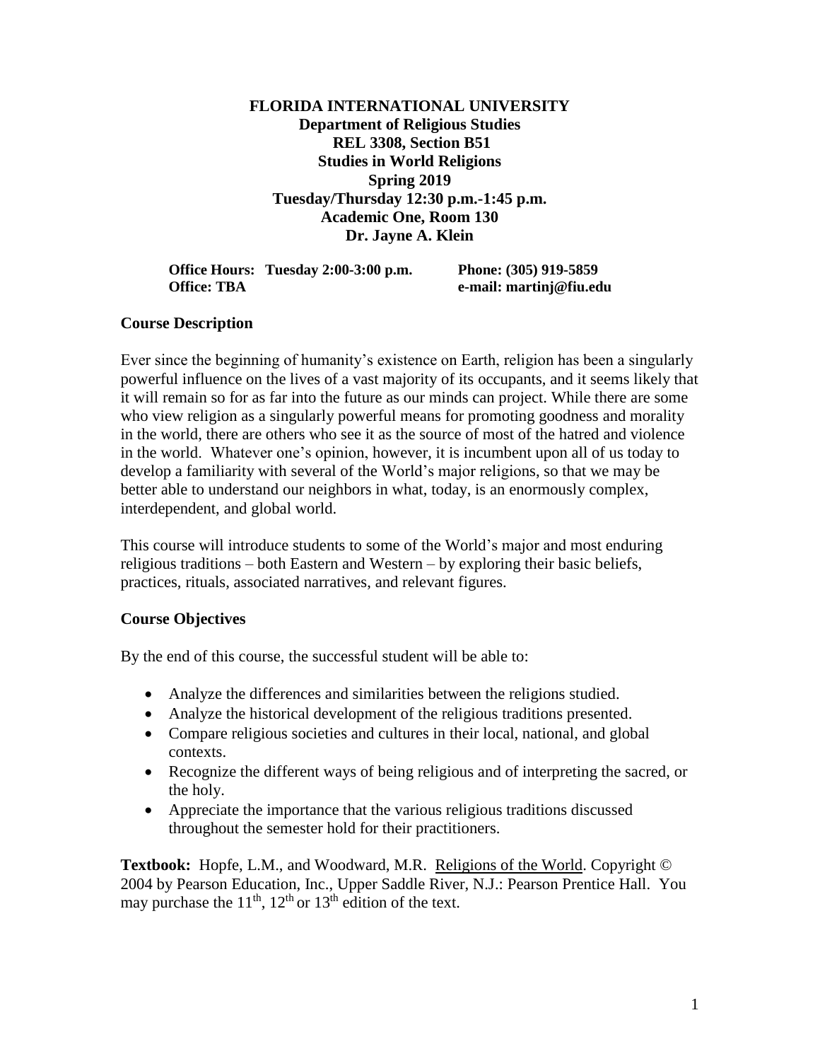# FLORIDA INTERNATIONAL UNIVERSITY
## Department of Religious Studies
## REL 3308, Section B51
## Studies in World Religions
## Spring 2019
## Tuesday/Thursday 12:30 p.m.-1:45 p.m.
## Academic One, Room 130
## Dr. Jayne A. Klein

**Office Hours: Tuesday 2:00-3:00 p.m.** **Phone: (305) 919-5859**
**Office: TBA** **e-mail: martinj@fiu.edu**

### Course Description

Ever since the beginning of humanity's existence on Earth, religion has been a singularly powerful influence on the lives of a vast majority of its occupants, and it seems likely that it will remain so for as far into the future as our minds can project. While there are some who view religion as a singularly powerful means for promoting goodness and morality in the world, there are others who see it as the source of most of the hatred and violence in the world. Whatever one's opinion, however, it is incumbent upon all of us today to develop a familiarity with several of the World's major religions, so that we may be better able to understand our neighbors in what, today, is an enormously complex, interdependent, and global world.

This course will introduce students to some of the World's major and most enduring religious traditions – both Eastern and Western – by exploring their basic beliefs, practices, rituals, associated narratives, and relevant figures.

### Course Objectives

By the end of this course, the successful student will be able to:

- Analyze the differences and similarities between the religions studied.
- Analyze the historical development of the religious traditions presented.
- Compare religious societies and cultures in their local, national, and global contexts.
- Recognize the different ways of being religious and of interpreting the sacred, or the holy.
- Appreciate the importance that the various religious traditions discussed throughout the semester hold for their practitioners.

**Textbook:** Hopfe, L.M., and Woodward, M.R. Religions of the World. Copyright © 2004 by Pearson Education, Inc., Upper Saddle River, N.J.: Pearson Prentice Hall. You may purchase the 11th, 12th or 13th edition of the text.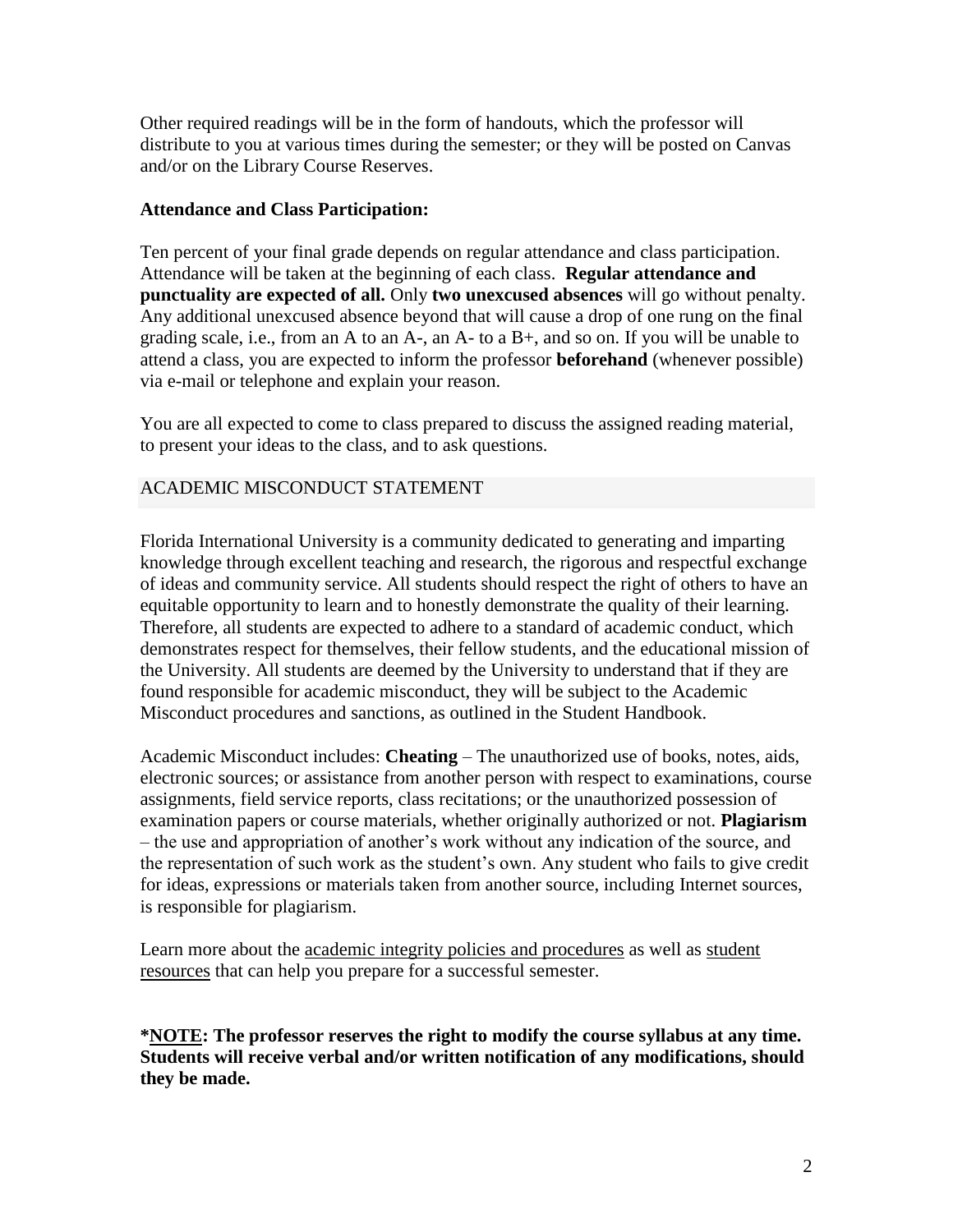Other required readings will be in the form of handouts, which the professor will distribute to you at various times during the semester; or they will be posted on Canvas and/or on the Library Course Reserves.

**Attendance and Class Participation:**

Ten percent of your final grade depends on regular attendance and class participation. Attendance will be taken at the beginning of each class. **Regular attendance and punctuality are expected of all.** Only **two unexcused absences** will go without penalty. Any additional unexcused absence beyond that will cause a drop of one rung on the final grading scale, i.e., from an A to an A-, an A- to a B+, and so on. If you will be unable to attend a class, you are expected to inform the professor **beforehand** (whenever possible) via e-mail or telephone and explain your reason.

You are all expected to come to class prepared to discuss the assigned reading material, to present your ideas to the class, and to ask questions.

## ACADEMIC MISCONDUCT STATEMENT

Florida International University is a community dedicated to generating and imparting knowledge through excellent teaching and research, the rigorous and respectful exchange of ideas and community service. All students should respect the right of others to have an equitable opportunity to learn and to honestly demonstrate the quality of their learning. Therefore, all students are expected to adhere to a standard of academic conduct, which demonstrates respect for themselves, their fellow students, and the educational mission of the University. All students are deemed by the University to understand that if they are found responsible for academic misconduct, they will be subject to the Academic Misconduct procedures and sanctions, as outlined in the Student Handbook.

Academic Misconduct includes: **Cheating** – The unauthorized use of books, notes, aids, electronic sources; or assistance from another person with respect to examinations, course assignments, field service reports, class recitations; or the unauthorized possession of examination papers or course materials, whether originally authorized or not. **Plagiarism** – the use and appropriation of another's work without any indication of the source, and the representation of such work as the student's own. Any student who fails to give credit for ideas, expressions or materials taken from another source, including Internet sources, is responsible for plagiarism.

Learn more about the academic integrity policies and procedures as well as student resources that can help you prepare for a successful semester.

**\*NOTE: The professor reserves the right to modify the course syllabus at any time. Students will receive verbal and/or written notification of any modifications, should they be made.**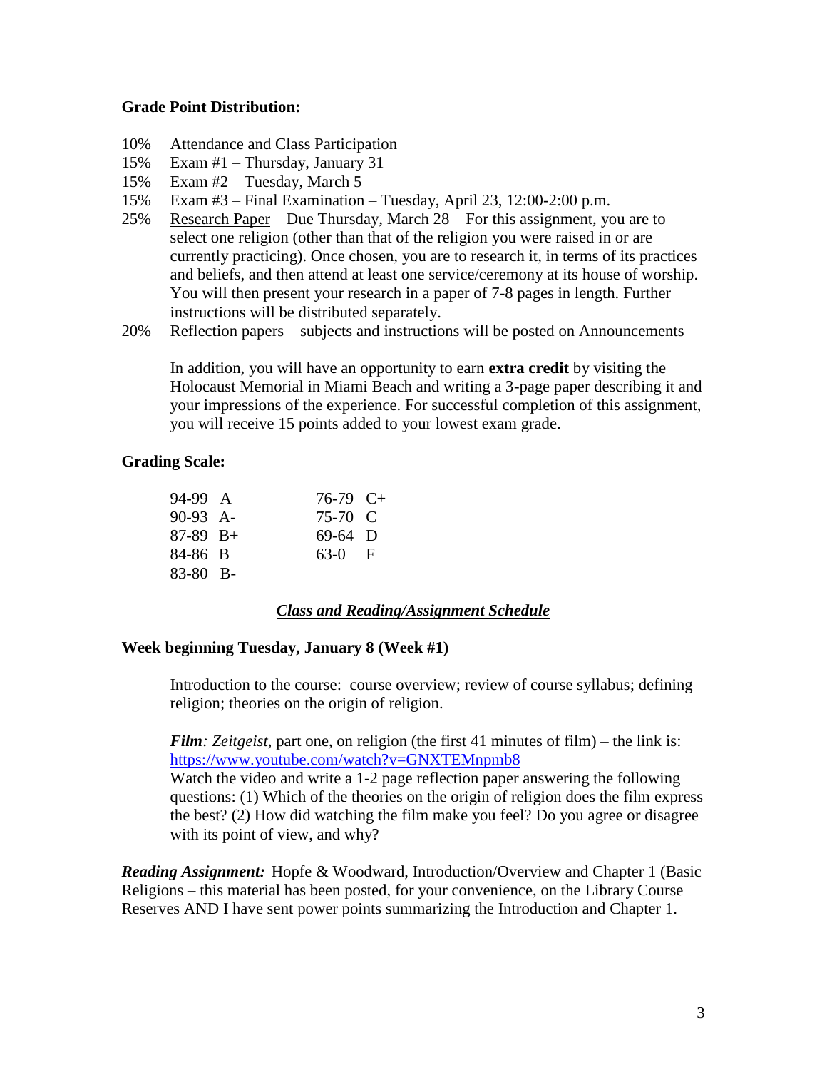**Grade Point Distribution:**

- 10% Attendance and Class Participation
- 15% Exam #1 – Thursday, January 31
- 15% Exam #2 – Tuesday, March 5
- 15% Exam #3 – Final Examination – Tuesday, April 23, 12:00-2:00 p.m.
- 25% Research Paper – Due Thursday, March 28 – For this assignment, you are to select one religion (other than that of the religion you were raised in or are currently practicing). Once chosen, you are to research it, in terms of its practices and beliefs, and then attend at least one service/ceremony at its house of worship. You will then present your research in a paper of 7-8 pages in length. Further instructions will be distributed separately.
- 20% Reflection papers – subjects and instructions will be posted on Announcements

In addition, you will have an opportunity to earn **extra credit** by visiting the Holocaust Memorial in Miami Beach and writing a 3-page paper describing it and your impressions of the experience. For successful completion of this assignment, you will receive 15 points added to your lowest exam grade.

**Grading Scale:**

| Range | Grade | Range | Grade |
|---|---|---|---|
| 94-99 | A | 76-79 | C+ |
| 90-93 | A- | 75-70 | C |
| 87-89 | B+ | 69-64 | D |
| 84-86 | B | 63-0 | F |
| 83-80 | B- | | |

## ***Class and Reading/Assignment Schedule***

**Week beginning Tuesday, January 8 (Week #1)**

Introduction to the course: course overview; review of course syllabus; defining religion; theories on the origin of religion.

***Film**: Zeitgeist,* part one, on religion (the first 41 minutes of film) – the link is: https://www.youtube.com/watch?v=GNXTEMnpmb8
Watch the video and write a 1-2 page reflection paper answering the following questions: (1) Which of the theories on the origin of religion does the film express the best? (2) How did watching the film make you feel? Do you agree or disagree with its point of view, and why?

***Reading Assignment:*** Hopfe & Woodward, Introduction/Overview and Chapter 1 (Basic Religions – this material has been posted, for your convenience, on the Library Course Reserves AND I have sent power points summarizing the Introduction and Chapter 1.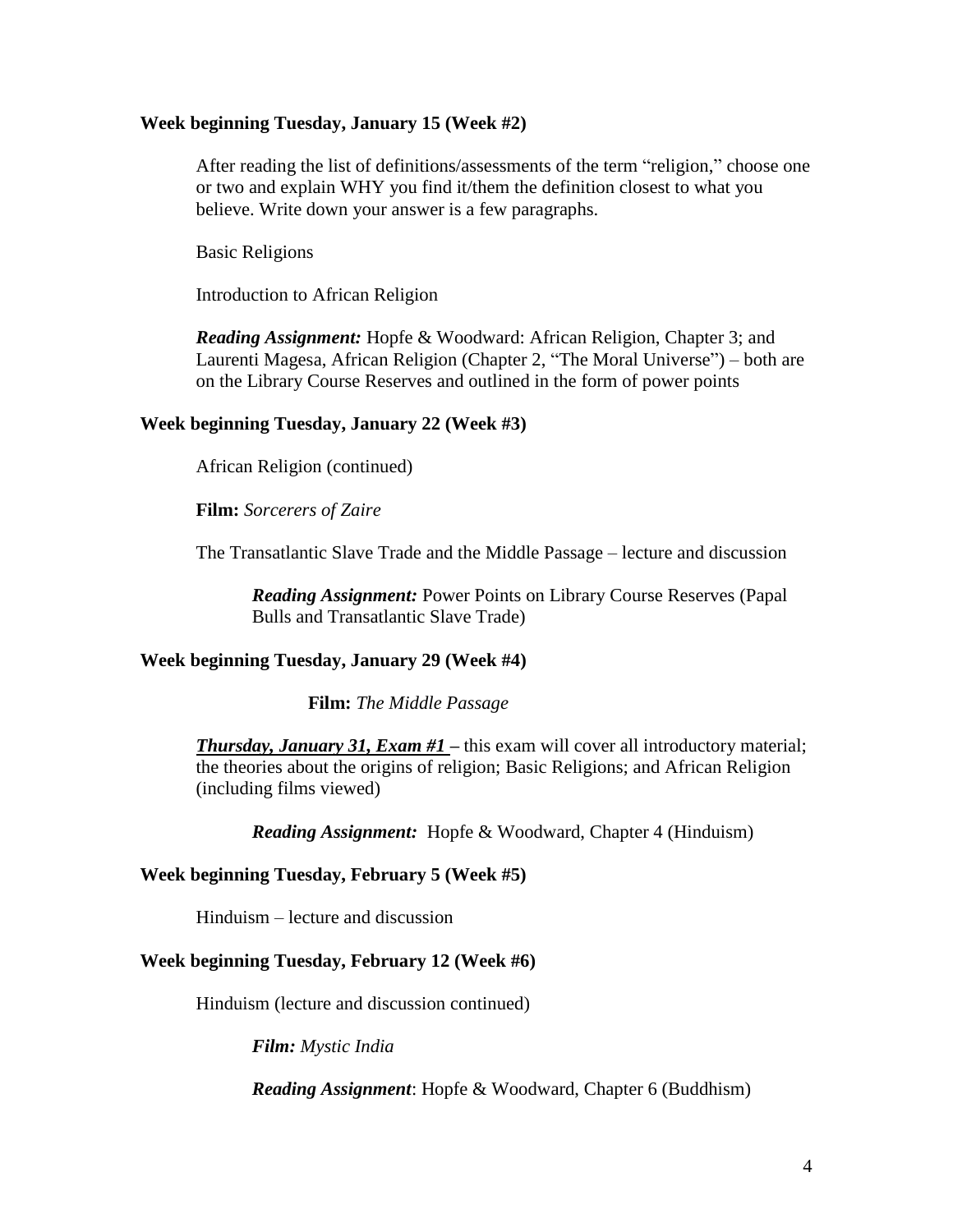**Week beginning Tuesday, January 15 (Week #2)**

After reading the list of definitions/assessments of the term "religion," choose one or two and explain WHY you find it/them the definition closest to what you believe. Write down your answer is a few paragraphs.

Basic Religions

Introduction to African Religion

***Reading Assignment:*** Hopfe & Woodward: African Religion, Chapter 3; and Laurenti Magesa, African Religion (Chapter 2, "The Moral Universe") – both are on the Library Course Reserves and outlined in the form of power points

**Week beginning Tuesday, January 22 (Week #3)**

African Religion (continued)

**Film:** *Sorcerers of Zaire*

The Transatlantic Slave Trade and the Middle Passage – lecture and discussion

***Reading Assignment:*** Power Points on Library Course Reserves (Papal Bulls and Transatlantic Slave Trade)

**Week beginning Tuesday, January 29 (Week #4)**

**Film:** *The Middle Passage*

***Thursday, January 31, Exam #1*** – this exam will cover all introductory material; the theories about the origins of religion; Basic Religions; and African Religion (including films viewed)

***Reading Assignment:*** Hopfe & Woodward, Chapter 4 (Hinduism)

**Week beginning Tuesday, February 5 (Week #5)**

Hinduism – lecture and discussion

**Week beginning Tuesday, February 12 (Week #6)**

Hinduism (lecture and discussion continued)

***Film:*** *Mystic India*

***Reading Assignment***: Hopfe & Woodward, Chapter 6 (Buddhism)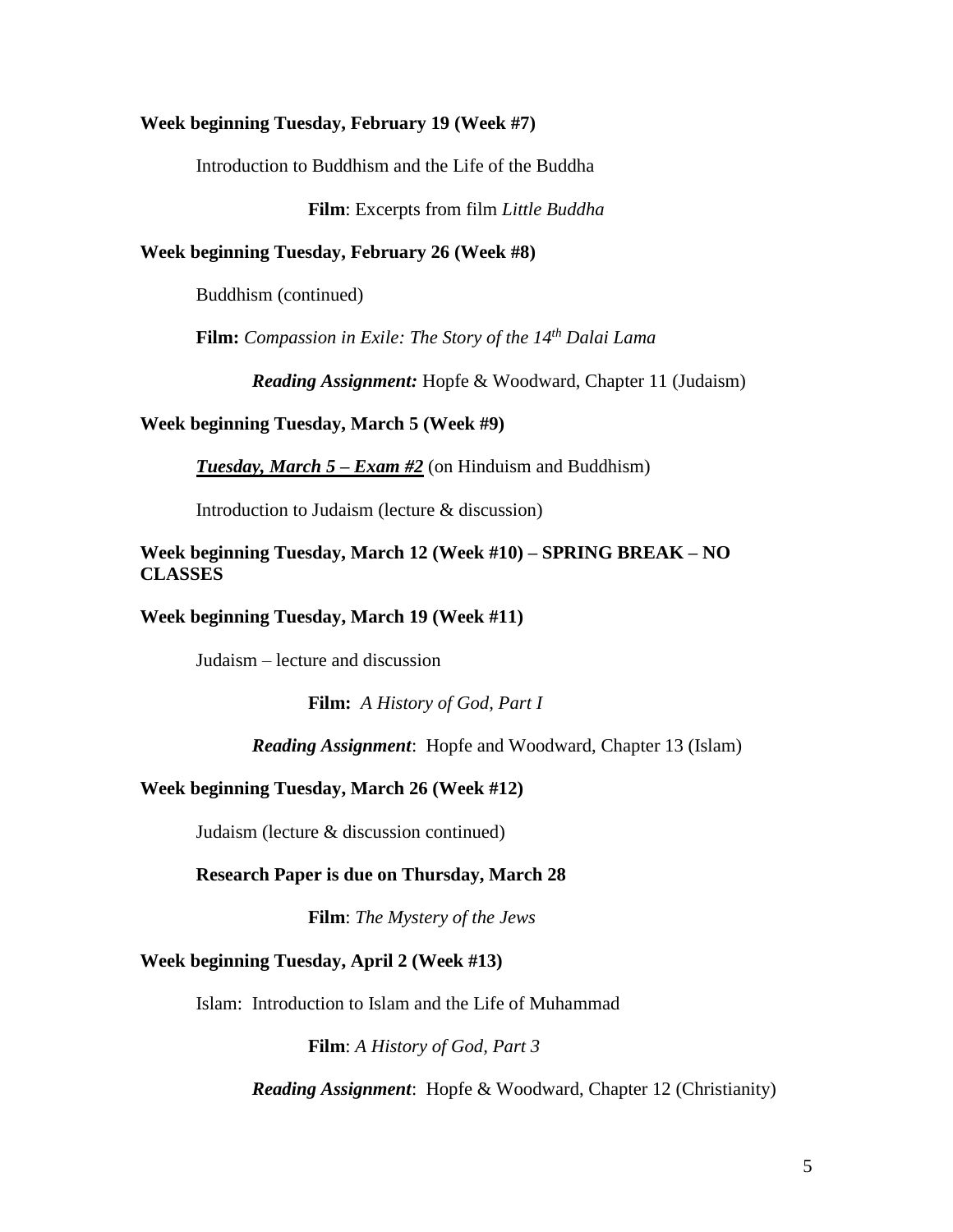**Week beginning Tuesday, February 19 (Week #7)**

Introduction to Buddhism and the Life of the Buddha

**Film**: Excerpts from film *Little Buddha*

**Week beginning Tuesday, February 26 (Week #8)**

Buddhism (continued)

**Film:** *Compassion in Exile: The Story of the 14th Dalai Lama*

***Reading Assignment:*** Hopfe & Woodward, Chapter 11 (Judaism)

**Week beginning Tuesday, March 5 (Week #9)**

***Tuesday, March 5 – Exam #2*** (on Hinduism and Buddhism)

Introduction to Judaism (lecture & discussion)

**Week beginning Tuesday, March 12 (Week #10) – SPRING BREAK – NO CLASSES**

**Week beginning Tuesday, March 19 (Week #11)**

Judaism – lecture and discussion

**Film:** *A History of God, Part I*

***Reading Assignment***: Hopfe and Woodward, Chapter 13 (Islam)

**Week beginning Tuesday, March 26 (Week #12)**

Judaism (lecture & discussion continued)

**Research Paper is due on Thursday, March 28**

**Film**: *The Mystery of the Jews*

**Week beginning Tuesday, April 2 (Week #13)**

Islam: Introduction to Islam and the Life of Muhammad

**Film**: *A History of God, Part 3*

***Reading Assignment***: Hopfe & Woodward, Chapter 12 (Christianity)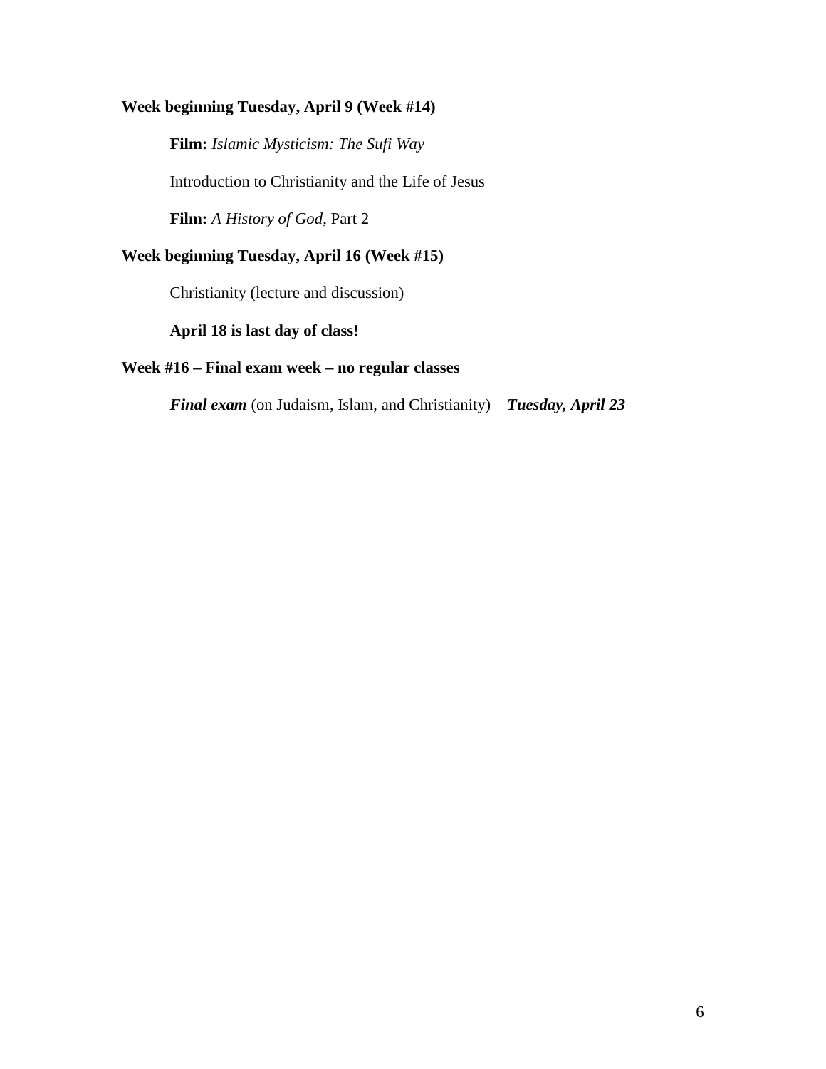**Week beginning Tuesday, April 9 (Week #14)**

**Film:** *Islamic Mysticism: The Sufi Way*

Introduction to Christianity and the Life of Jesus

**Film:** *A History of God*, Part 2

**Week beginning Tuesday, April 16 (Week #15)**

Christianity (lecture and discussion)

**April 18 is last day of class!**

**Week #16 – Final exam week – no regular classes**

***Final exam*** (on Judaism, Islam, and Christianity) – ***Tuesday, April 23***